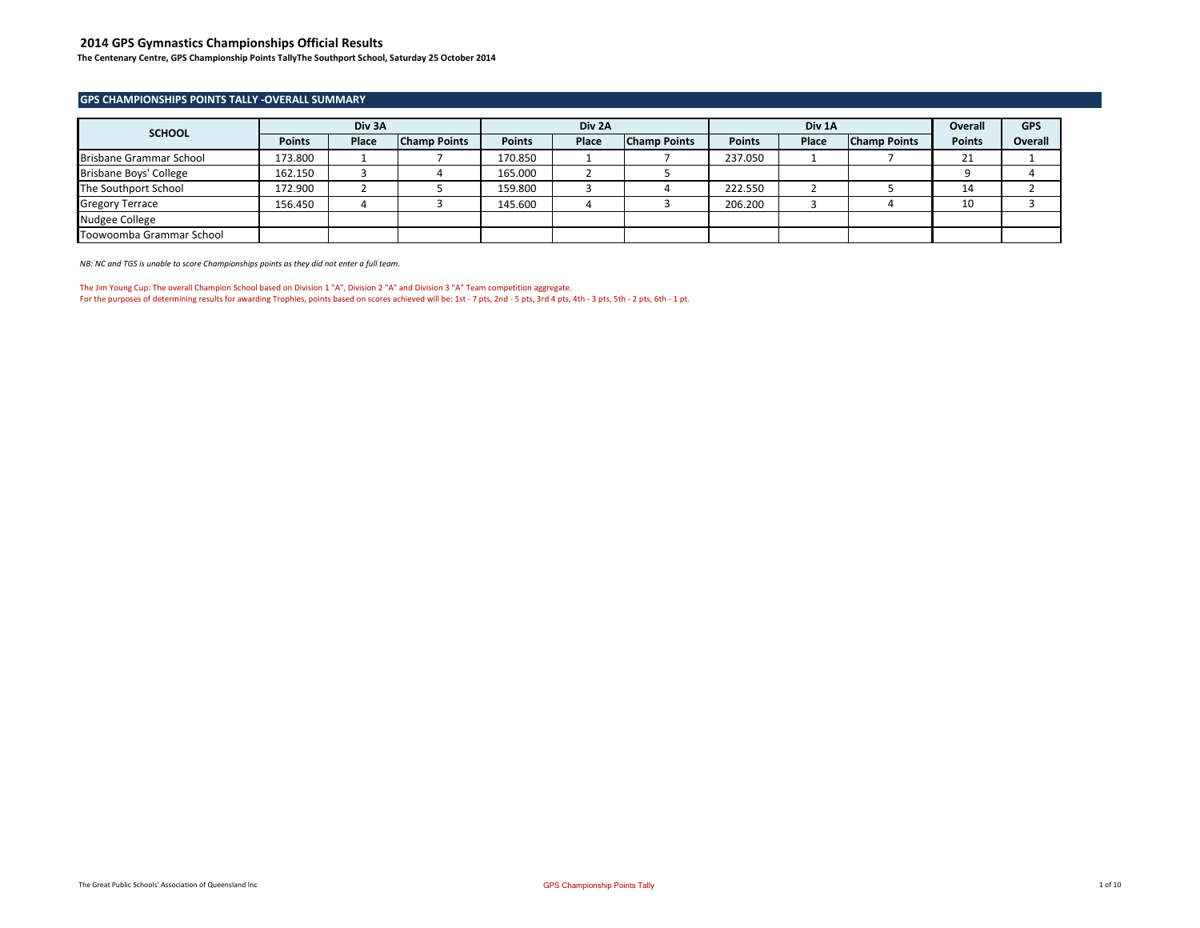# 2014 GPS Gymnastics Championships Official Results

**The Centenary Centre, GPS Championship Points TallyThe Southport School, Saturday 25 October 2014**

## GPS CHAMPIONSHIPS POINTS TALLY -OVERALL SUMMARY

| SCHOOL | Div 3A | | | Div 2A | | | Div 1A | | | Overall | GPS |
|---|---|---|---|---|---|---|---|---|---|---|---|
| | Points | Place | Champ Points | Points | Place | Champ Points | Points | Place | Champ Points | Points | Overall |
| Brisbane Grammar School | 173.800 | 1 | 7 | 170.850 | 1 | 7 | 237.050 | 1 | 7 | 21 | 1 |
| Brisbane Boys' College | 162.150 | 3 | 4 | 165.000 | 2 | 5 | | | | 9 | 4 |
| The Southport School | 172.900 | 2 | 5 | 159.800 | 3 | 4 | 222.550 | 2 | 5 | 14 | 2 |
| Gregory Terrace | 156.450 | 4 | 3 | 145.600 | 4 | 3 | 206.200 | 3 | 4 | 10 | 3 |
| Nudgee College | | | | | | | | | | | |
| Toowoomba Grammar School | | | | | | | | | | | |

*NB: NC and TGS is unable to score Championships points as they did not enter a full team.*

The Jim Young Cup: The overall Champion School based on Division 1 "A", Division 2 "A" and Division 3 "A" Team competition aggregate.
For the purposes of determining results for awarding Trophies, points based on scores achieved will be: 1st - 7 pts, 2nd - 5 pts, 3rd 4 pts, 4th - 3 pts, 5th - 2 pts, 6th - 1 pt.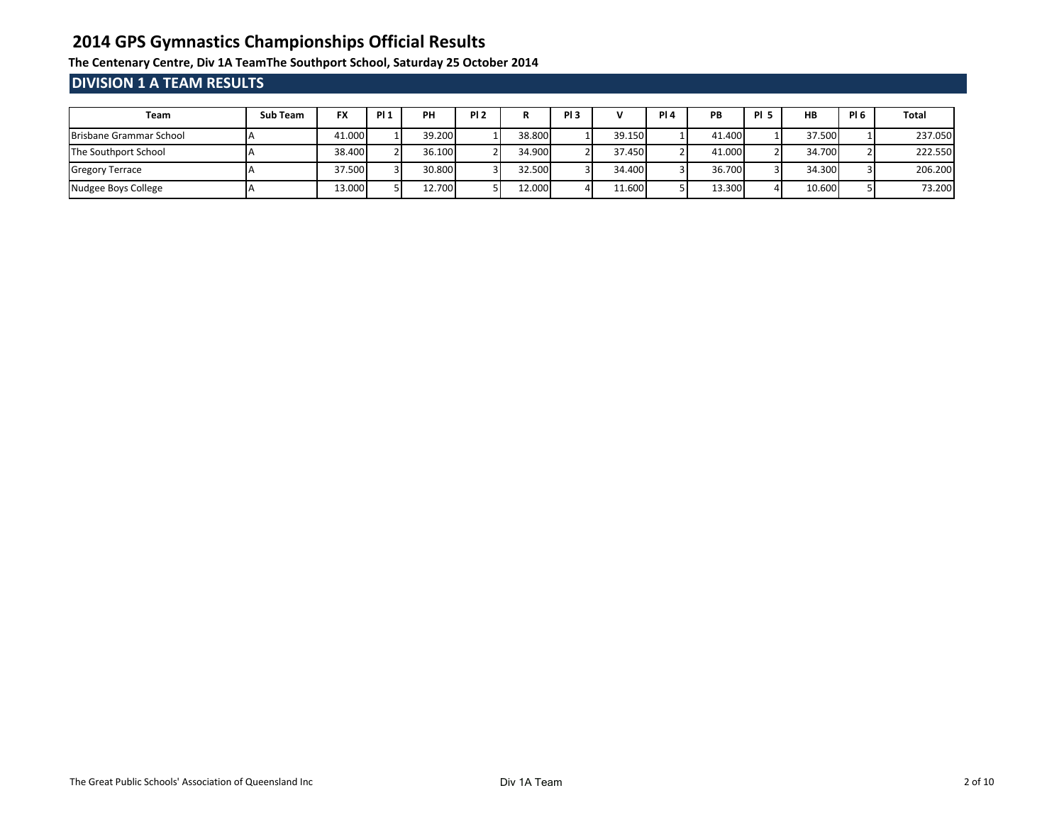# 2014 GPS Gymnastics Championships Official Results

**The Centenary Centre, Div 1A TeamThe Southport School, Saturday 25 October 2014**

## DIVISION 1 A TEAM RESULTS

| Team | Sub Team | FX | Pl 1 | PH | Pl 2 | R | Pl 3 | V | Pl 4 | PB | Pl 5 | HB | Pl 6 | Total |
|---|---|---|---|---|---|---|---|---|---|---|---|---|---|---|
| Brisbane Grammar School | A | 41.000 | 1 | 39.200 | 1 | 38.800 | 1 | 39.150 | 1 | 41.400 | 1 | 37.500 | 1 | 237.050 |
| The Southport School | A | 38.400 | 2 | 36.100 | 2 | 34.900 | 2 | 37.450 | 2 | 41.000 | 2 | 34.700 | 2 | 222.550 |
| Gregory Terrace | A | 37.500 | 3 | 30.800 | 3 | 32.500 | 3 | 34.400 | 3 | 36.700 | 3 | 34.300 | 3 | 206.200 |
| Nudgee Boys College | A | 13.000 | 5 | 12.700 | 5 | 12.000 | 4 | 11.600 | 5 | 13.300 | 4 | 10.600 | 5 | 73.200 |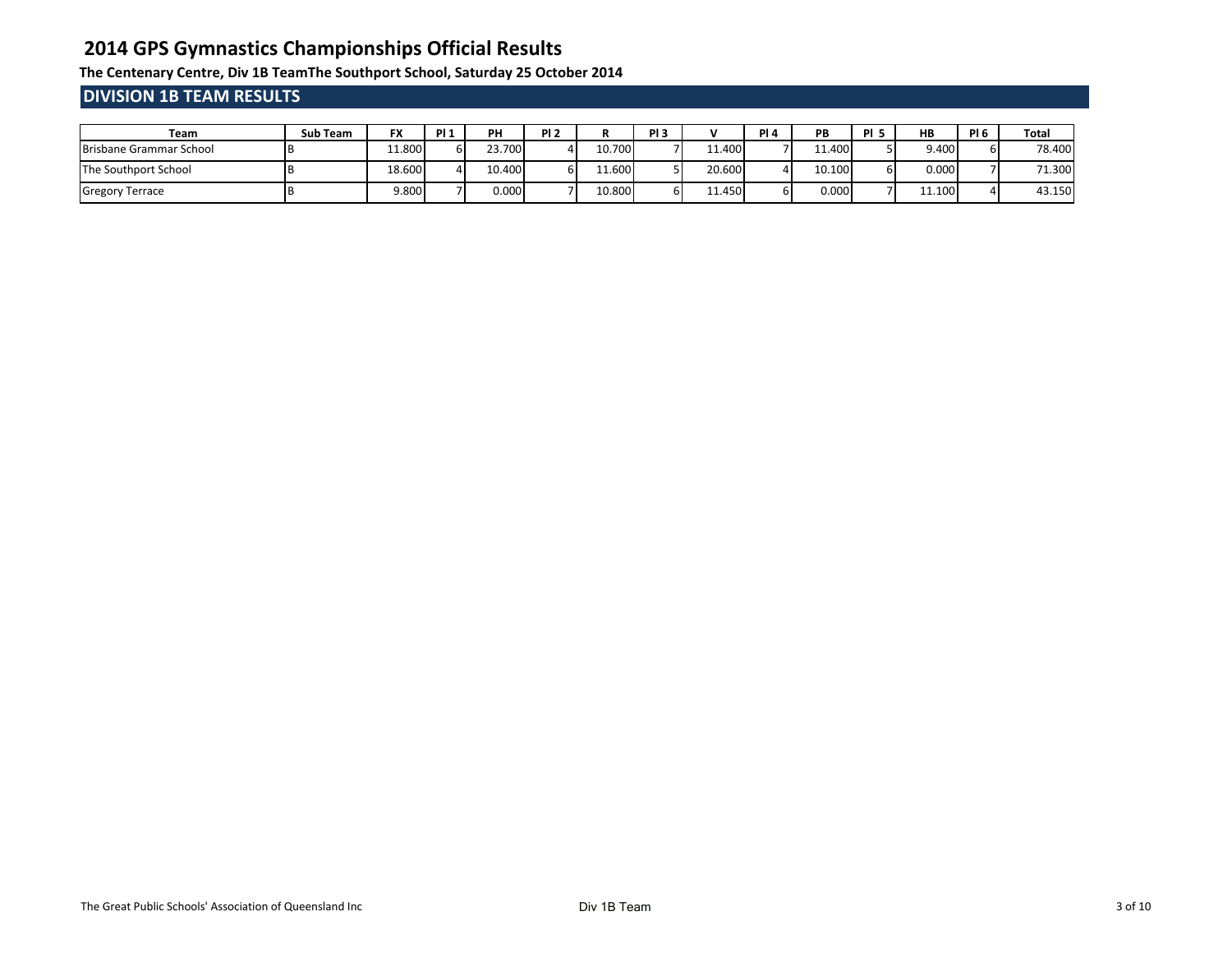# 2014 GPS Gymnastics Championships Official Results

**The Centenary Centre, Div 1B TeamThe Southport School, Saturday 25 October 2014**

## DIVISION 1B TEAM RESULTS

| Team | Sub Team | FX | Pl 1 | PH | Pl 2 | R | Pl 3 | V | Pl 4 | PB | Pl 5 | HB | Pl 6 | Total |
|---|---|---|---|---|---|---|---|---|---|---|---|---|---|---|
| Brisbane Grammar School | B | 11.800 | 6 | 23.700 | 4 | 10.700 | 7 | 11.400 | 7 | 11.400 | 5 | 9.400 | 6 | 78.400 |
| The Southport School | B | 18.600 | 4 | 10.400 | 6 | 11.600 | 5 | 20.600 | 4 | 10.100 | 6 | 0.000 | 7 | 71.300 |
| Gregory Terrace | B | 9.800 | 7 | 0.000 | 7 | 10.800 | 6 | 11.450 | 6 | 0.000 | 7 | 11.100 | 4 | 43.150 |

The Great Public Schools' Association of Queensland Inc

Div 1B Team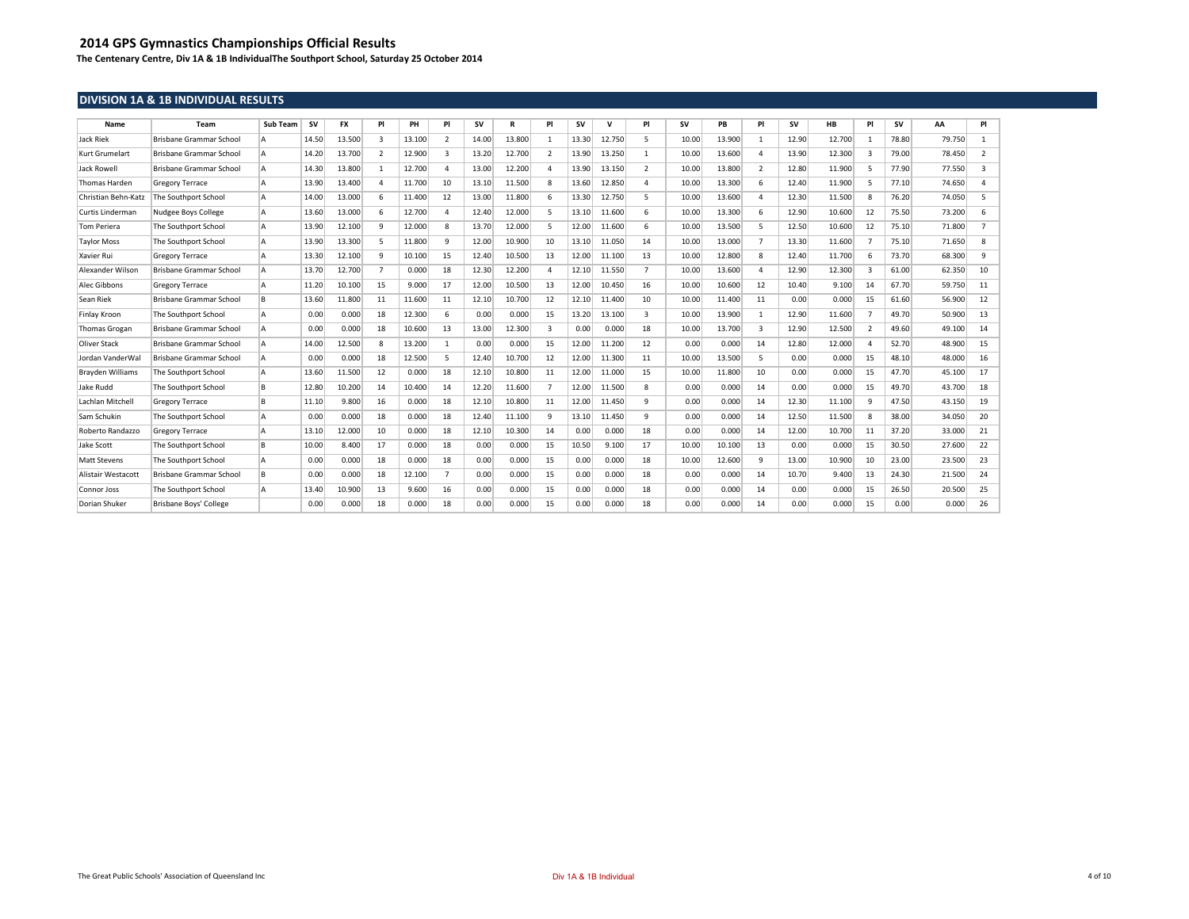# 2014 GPS Gymnastics Championships Official Results

**The Centenary Centre, Div 1A & 1B IndividualThe Southport School, Saturday 25 October 2014**

## DIVISION 1A & 1B INDIVIDUAL RESULTS

| Name | Team | Sub Team | SV | FX | Pl | PH | Pl | SV | R | Pl | SV | V | Pl | SV | PB | Pl | SV | HB | Pl | SV | AA | Pl |
|---|---|---|---|---|---|---|---|---|---|---|---|---|---|---|---|---|---|---|---|---|---|---|
| Jack Riek | Brisbane Grammar School | A | 14.50 | 13.500 | 3 | 13.100 | 2 | 14.00 | 13.800 | 1 | 13.30 | 12.750 | 5 | 10.00 | 13.900 | 1 | 12.90 | 12.700 | 1 | 78.80 | 79.750 | 1 |
| Kurt Grumelart | Brisbane Grammar School | A | 14.20 | 13.700 | 2 | 12.900 | 3 | 13.20 | 12.700 | 2 | 13.90 | 13.250 | 1 | 10.00 | 13.600 | 4 | 13.90 | 12.300 | 3 | 79.00 | 78.450 | 2 |
| Jack Rowell | Brisbane Grammar School | A | 14.30 | 13.800 | 1 | 12.700 | 4 | 13.00 | 12.200 | 4 | 13.90 | 13.150 | 2 | 10.00 | 13.800 | 2 | 12.80 | 11.900 | 5 | 77.90 | 77.550 | 3 |
| Thomas Harden | Gregory Terrace | A | 13.90 | 13.400 | 4 | 11.700 | 10 | 13.10 | 11.500 | 8 | 13.60 | 12.850 | 4 | 10.00 | 13.300 | 6 | 12.40 | 11.900 | 5 | 77.10 | 74.650 | 4 |
| Christian Behn-Katz | The Southport School | A | 14.00 | 13.000 | 6 | 11.400 | 12 | 13.00 | 11.800 | 6 | 13.30 | 12.750 | 5 | 10.00 | 13.600 | 4 | 12.30 | 11.500 | 8 | 76.20 | 74.050 | 5 |
| Curtis Linderman | Nudgee Boys College | A | 13.60 | 13.000 | 6 | 12.700 | 4 | 12.40 | 12.000 | 5 | 13.10 | 11.600 | 6 | 10.00 | 13.300 | 6 | 12.90 | 10.600 | 12 | 75.50 | 73.200 | 6 |
| Tom Periera | The Southport School | A | 13.90 | 12.100 | 9 | 12.000 | 8 | 13.70 | 12.000 | 5 | 12.00 | 11.600 | 6 | 10.00 | 13.500 | 5 | 12.50 | 10.600 | 12 | 75.10 | 71.800 | 7 |
| Taylor Moss | The Southport School | A | 13.90 | 13.300 | 5 | 11.800 | 9 | 12.00 | 10.900 | 10 | 13.10 | 11.050 | 14 | 10.00 | 13.000 | 7 | 13.30 | 11.600 | 7 | 75.10 | 71.650 | 8 |
| Xavier Rui | Gregory Terrace | A | 13.30 | 12.100 | 9 | 10.100 | 15 | 12.40 | 10.500 | 13 | 12.00 | 11.100 | 13 | 10.00 | 12.800 | 8 | 12.40 | 11.700 | 6 | 73.70 | 68.300 | 9 |
| Alexander Wilson | Brisbane Grammar School | A | 13.70 | 12.700 | 7 | 0.000 | 18 | 12.30 | 12.200 | 4 | 12.10 | 11.550 | 7 | 10.00 | 13.600 | 4 | 12.90 | 12.300 | 3 | 61.00 | 62.350 | 10 |
| Alec Gibbons | Gregory Terrace | A | 11.20 | 10.100 | 15 | 9.000 | 17 | 12.00 | 10.500 | 13 | 12.00 | 10.450 | 16 | 10.00 | 10.600 | 12 | 10.40 | 9.100 | 14 | 67.70 | 59.750 | 11 |
| Sean Riek | Brisbane Grammar School | B | 13.60 | 11.800 | 11 | 11.600 | 11 | 12.10 | 10.700 | 12 | 12.10 | 11.400 | 10 | 10.00 | 11.400 | 11 | 0.00 | 0.000 | 15 | 61.60 | 56.900 | 12 |
| Finlay Kroon | The Southport School | A | 0.00 | 0.000 | 18 | 12.300 | 6 | 0.00 | 0.000 | 15 | 13.20 | 13.100 | 3 | 10.00 | 13.900 | 1 | 12.90 | 11.600 | 7 | 49.70 | 50.900 | 13 |
| Thomas Grogan | Brisbane Grammar School | A | 0.00 | 0.000 | 18 | 10.600 | 13 | 13.00 | 12.300 | 3 | 0.00 | 0.000 | 18 | 10.00 | 13.700 | 3 | 12.90 | 12.500 | 2 | 49.60 | 49.100 | 14 |
| Oliver Stack | Brisbane Grammar School | A | 14.00 | 12.500 | 8 | 13.200 | 1 | 0.00 | 0.000 | 15 | 12.00 | 11.200 | 12 | 0.00 | 0.000 | 14 | 12.80 | 12.000 | 4 | 52.70 | 48.900 | 15 |
| Jordan VanderWal | Brisbane Grammar School | A | 0.00 | 0.000 | 18 | 12.500 | 5 | 12.40 | 10.700 | 12 | 12.00 | 11.300 | 11 | 10.00 | 13.500 | 5 | 0.00 | 0.000 | 15 | 48.10 | 48.000 | 16 |
| Brayden Williams | The Southport School | A | 13.60 | 11.500 | 12 | 0.000 | 18 | 12.10 | 10.800 | 11 | 12.00 | 11.000 | 15 | 10.00 | 11.800 | 10 | 0.00 | 0.000 | 15 | 47.70 | 45.100 | 17 |
| Jake Rudd | The Southport School | B | 12.80 | 10.200 | 14 | 10.400 | 14 | 12.20 | 11.600 | 7 | 12.00 | 11.500 | 8 | 0.00 | 0.000 | 14 | 0.00 | 0.000 | 15 | 49.70 | 43.700 | 18 |
| Lachlan Mitchell | Gregory Terrace | B | 11.10 | 9.800 | 16 | 0.000 | 18 | 12.10 | 10.800 | 11 | 12.00 | 11.450 | 9 | 0.00 | 0.000 | 14 | 12.30 | 11.100 | 9 | 47.50 | 43.150 | 19 |
| Sam Schukin | The Southport School | A | 0.00 | 0.000 | 18 | 0.000 | 18 | 12.40 | 11.100 | 9 | 13.10 | 11.450 | 9 | 0.00 | 0.000 | 14 | 12.50 | 11.500 | 8 | 38.00 | 34.050 | 20 |
| Roberto Randazzo | Gregory Terrace | A | 13.10 | 12.000 | 10 | 0.000 | 18 | 12.10 | 10.300 | 14 | 0.00 | 0.000 | 18 | 0.00 | 0.000 | 14 | 12.00 | 10.700 | 11 | 37.20 | 33.000 | 21 |
| Jake Scott | The Southport School | B | 10.00 | 8.400 | 17 | 0.000 | 18 | 0.00 | 0.000 | 15 | 10.50 | 9.100 | 17 | 10.00 | 10.100 | 13 | 0.00 | 0.000 | 15 | 30.50 | 27.600 | 22 |
| Matt Stevens | The Southport School | A | 0.00 | 0.000 | 18 | 0.000 | 18 | 0.00 | 0.000 | 15 | 0.00 | 0.000 | 18 | 10.00 | 12.600 | 9 | 13.00 | 10.900 | 10 | 23.00 | 23.500 | 23 |
| Alistair Westacott | Brisbane Grammar School | B | 0.00 | 0.000 | 18 | 12.100 | 7 | 0.00 | 0.000 | 15 | 0.00 | 0.000 | 18 | 0.00 | 0.000 | 14 | 10.70 | 9.400 | 13 | 24.30 | 21.500 | 24 |
| Connor Joss | The Southport School | A | 13.40 | 10.900 | 13 | 9.600 | 16 | 0.00 | 0.000 | 15 | 0.00 | 0.000 | 18 | 0.00 | 0.000 | 14 | 0.00 | 0.000 | 15 | 26.50 | 20.500 | 25 |
| Dorian Shuker | Brisbane Boys' College | | 0.00 | 0.000 | 18 | 0.000 | 18 | 0.00 | 0.000 | 15 | 0.00 | 0.000 | 18 | 0.00 | 0.000 | 14 | 0.00 | 0.000 | 15 | 0.00 | 0.000 | 26 |

The Great Public Schools' Association of Queensland Inc

Div 1A & 1B Individual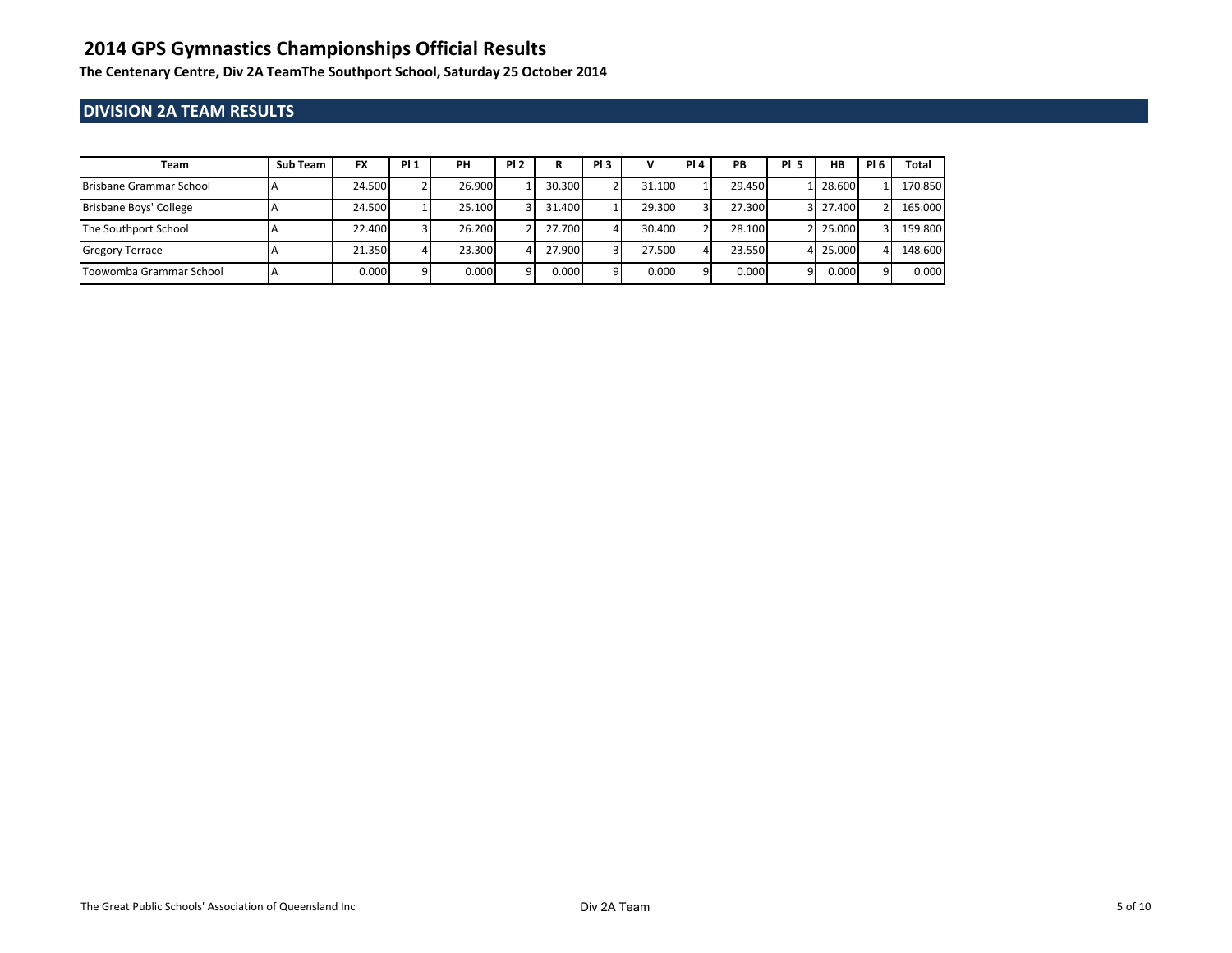# 2014 GPS Gymnastics Championships Official Results

**The Centenary Centre, Div 2A TeamThe Southport School, Saturday 25 October 2014**

## DIVISION 2A TEAM RESULTS

| Team | Sub Team | FX | Pl 1 | PH | Pl 2 | R | Pl 3 | V | Pl 4 | PB | Pl 5 | HB | Pl 6 | Total |
|---|---|---|---|---|---|---|---|---|---|---|---|---|---|---|
| Brisbane Grammar School | A | 24.500 | 2 | 26.900 | 1 | 30.300 | 2 | 31.100 | 1 | 29.450 | 1 | 28.600 | 1 | 170.850 |
| Brisbane Boys' College | A | 24.500 | 1 | 25.100 | 3 | 31.400 | 1 | 29.300 | 3 | 27.300 | 3 | 27.400 | 2 | 165.000 |
| The Southport School | A | 22.400 | 3 | 26.200 | 2 | 27.700 | 4 | 30.400 | 2 | 28.100 | 2 | 25.000 | 3 | 159.800 |
| Gregory Terrace | A | 21.350 | 4 | 23.300 | 4 | 27.900 | 3 | 27.500 | 4 | 23.550 | 4 | 25.000 | 4 | 148.600 |
| Toowomba Grammar School | A | 0.000 | 9 | 0.000 | 9 | 0.000 | 9 | 0.000 | 9 | 0.000 | 9 | 0.000 | 9 | 0.000 |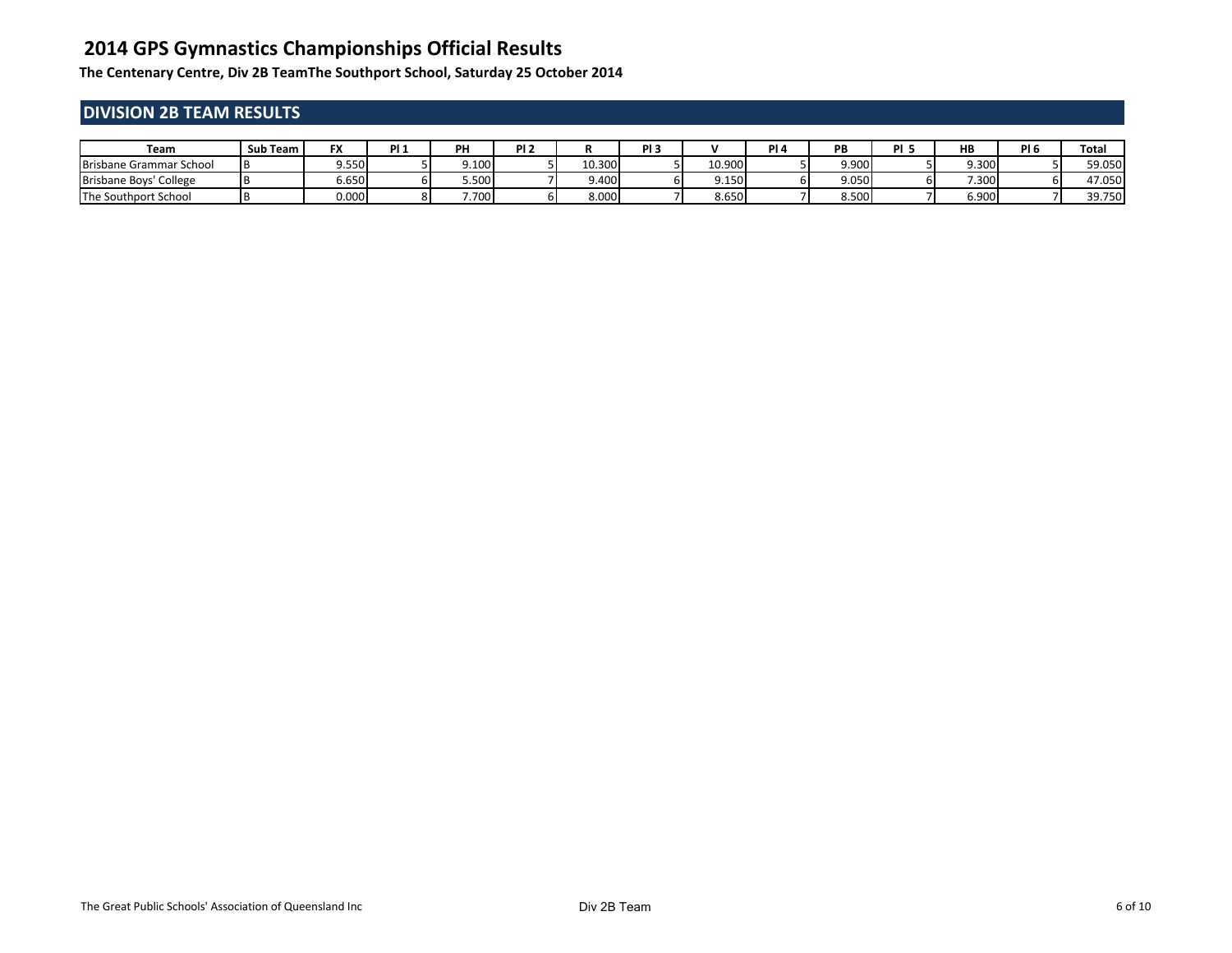# 2014 GPS Gymnastics Championships Official Results

**The Centenary Centre, Div 2B TeamThe Southport School, Saturday 25 October 2014**

## DIVISION 2B TEAM RESULTS

| Team | Sub Team | FX | Pl 1 | PH | Pl 2 | R | Pl 3 | V | Pl 4 | PB | Pl 5 | HB | Pl 6 | Total |
|---|---|---|---|---|---|---|---|---|---|---|---|---|---|---|
| Brisbane Grammar School | B | 9.550 | 5 | 9.100 | 5 | 10.300 | 5 | 10.900 | 5 | 9.900 | 5 | 9.300 | 5 | 59.050 |
| Brisbane Boys' College | B | 6.650 | 6 | 5.500 | 7 | 9.400 | 6 | 9.150 | 6 | 9.050 | 6 | 7.300 | 6 | 47.050 |
| The Southport School | B | 0.000 | 8 | 7.700 | 6 | 8.000 | 7 | 8.650 | 7 | 8.500 | 7 | 6.900 | 7 | 39.750 |

The Great Public Schools' Association of Queensland Inc

Div 2B Team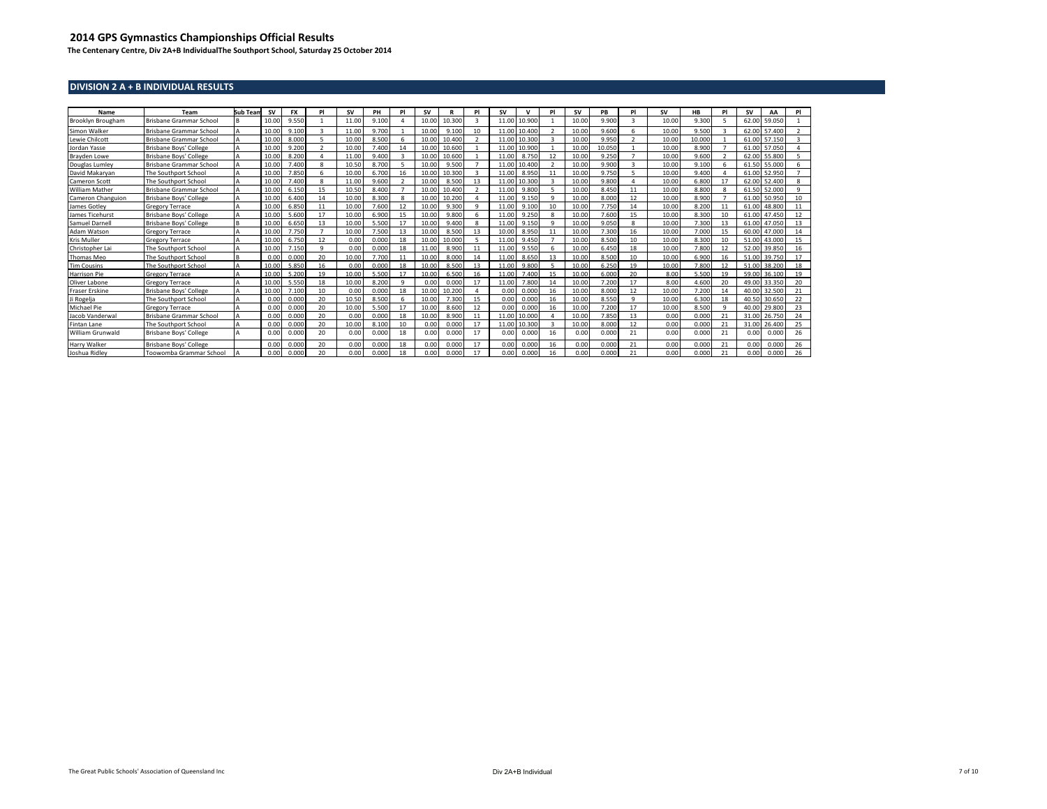# 2014 GPS Gymnastics Championships Official Results

**The Centenary Centre, Div 2A+B IndividualThe Southport School, Saturday 25 October 2014**

## DIVISION 2 A + B INDIVIDUAL RESULTS

| Name | Team | Sub Team | SV | FX | Pl | SV | PH | Pl | SV | R | Pl | SV | V | Pl | SV | PB | Pl | SV | HB | Pl | SV | AA | Pl |
|---|---|---|---|---|---|---|---|---|---|---|---|---|---|---|---|---|---|---|---|---|---|---|---|
| Brooklyn Brougham | Brisbane Grammar School | B | 10.00 | 9.550 | 1 | 11.00 | 9.100 | 4 | 10.00 | 10.300 | 3 | 11.00 | 10.900 | 1 | 10.00 | 9.900 | 3 | 10.00 | 9.300 | 5 | 62.00 | 59.050 | 1 |
| Simon Walker | Brisbane Grammar School | A | 10.00 | 9.100 | 3 | 11.00 | 9.700 | 1 | 10.00 | 9.100 | 10 | 11.00 | 10.400 | 2 | 10.00 | 9.600 | 6 | 10.00 | 9.500 | 3 | 62.00 | 57.400 | 2 |
| Lewie Chilcott | Brisbane Grammar School | A | 10.00 | 8.000 | 5 | 10.00 | 8.500 | 6 | 10.00 | 10.400 | 2 | 11.00 | 10.300 | 3 | 10.00 | 9.950 | 2 | 10.00 | 10.000 | 1 | 61.00 | 57.150 | 3 |
| Jordan Yasse | Brisbane Boys' College | A | 10.00 | 9.200 | 2 | 10.00 | 7.400 | 14 | 10.00 | 10.600 | 1 | 11.00 | 10.900 | 1 | 10.00 | 10.050 | 1 | 10.00 | 8.900 | 7 | 61.00 | 57.050 | 4 |
| Brayden Lowe | Brisbane Boys' College | A | 10.00 | 8.200 | 4 | 11.00 | 9.400 | 3 | 10.00 | 10.600 | 1 | 11.00 | 8.750 | 12 | 10.00 | 9.250 | 7 | 10.00 | 9.600 | 2 | 62.00 | 55.800 | 5 |
| Douglas Lumley | Brisbane Grammar School | A | 10.00 | 7.400 | 8 | 10.50 | 8.700 | 5 | 10.00 | 9.500 | 7 | 11.00 | 10.400 | 2 | 10.00 | 9.900 | 3 | 10.00 | 9.100 | 6 | 61.50 | 55.000 | 6 |
| David Makaryan | The Southport School | A | 10.00 | 7.850 | 6 | 10.00 | 6.700 | 16 | 10.00 | 10.300 | 3 | 11.00 | 8.950 | 11 | 10.00 | 9.750 | 5 | 10.00 | 9.400 | 4 | 61.00 | 52.950 | 7 |
| Cameron Scott | The Southport School | A | 10.00 | 7.400 | 8 | 11.00 | 9.600 | 2 | 10.00 | 8.500 | 13 | 11.00 | 10.300 | 3 | 10.00 | 9.800 | 4 | 10.00 | 6.800 | 17 | 62.00 | 52.400 | 8 |
| William Mather | Brisbane Grammar School | A | 10.00 | 6.150 | 15 | 10.50 | 8.400 | 7 | 10.00 | 10.400 | 2 | 11.00 | 9.800 | 5 | 10.00 | 8.450 | 11 | 10.00 | 8.800 | 8 | 61.50 | 52.000 | 9 |
| Cameron Changuion | Brisbane Boys' College | A | 10.00 | 6.400 | 14 | 10.00 | 8.300 | 8 | 10.00 | 10.200 | 4 | 11.00 | 9.150 | 9 | 10.00 | 8.000 | 12 | 10.00 | 8.900 | 7 | 61.00 | 50.950 | 10 |
| James Gotley | Gregory Terrace | A | 10.00 | 6.850 | 11 | 10.00 | 7.600 | 12 | 10.00 | 9.300 | 9 | 11.00 | 9.100 | 10 | 10.00 | 7.750 | 14 | 10.00 | 8.200 | 11 | 61.00 | 48.800 | 11 |
| James Ticehurst | Brisbane Boys' College | A | 10.00 | 5.600 | 17 | 10.00 | 6.900 | 15 | 10.00 | 9.800 | 6 | 11.00 | 9.250 | 8 | 10.00 | 7.600 | 15 | 10.00 | 8.300 | 10 | 61.00 | 47.450 | 12 |
| Samuel Darnell | Brisbane Boys' College | B | 10.00 | 6.650 | 13 | 10.00 | 5.500 | 17 | 10.00 | 9.400 | 8 | 11.00 | 9.150 | 9 | 10.00 | 9.050 | 8 | 10.00 | 7.300 | 13 | 61.00 | 47.050 | 13 |
| Adam Watson | Gregory Terrace | A | 10.00 | 7.750 | 7 | 10.00 | 7.500 | 13 | 10.00 | 8.500 | 13 | 10.00 | 8.950 | 11 | 10.00 | 7.300 | 16 | 10.00 | 7.000 | 15 | 60.00 | 47.000 | 14 |
| Kris Muller | Gregory Terrace | A | 10.00 | 6.750 | 12 | 0.00 | 0.000 | 18 | 10.00 | 10.000 | 5 | 11.00 | 9.450 | 7 | 10.00 | 8.500 | 10 | 10.00 | 8.300 | 10 | 51.00 | 43.000 | 15 |
| Christopher Lai | The Southport School | A | 10.00 | 7.150 | 9 | 0.00 | 0.000 | 18 | 11.00 | 8.900 | 11 | 11.00 | 9.550 | 6 | 10.00 | 6.450 | 18 | 10.00 | 7.800 | 12 | 52.00 | 39.850 | 16 |
| Thomas Meo | The Southport School | B | 0.00 | 0.000 | 20 | 10.00 | 7.700 | 11 | 10.00 | 8.000 | 14 | 11.00 | 8.650 | 13 | 10.00 | 8.500 | 10 | 10.00 | 6.900 | 16 | 51.00 | 39.750 | 17 |
| Tim Cousins | The Southport School | A | 10.00 | 5.850 | 16 | 0.00 | 0.000 | 18 | 10.00 | 8.500 | 13 | 11.00 | 9.800 | 5 | 10.00 | 6.250 | 19 | 10.00 | 7.800 | 12 | 51.00 | 38.200 | 18 |
| Harrison Pie | Gregory Terrace | A | 10.00 | 5.200 | 19 | 10.00 | 5.500 | 17 | 10.00 | 6.500 | 16 | 11.00 | 7.400 | 15 | 10.00 | 6.000 | 20 | 8.00 | 5.500 | 19 | 59.00 | 36.100 | 19 |
| Oliver Labone | Gregory Terrace | A | 10.00 | 5.550 | 18 | 10.00 | 8.200 | 9 | 0.00 | 0.000 | 17 | 11.00 | 7.800 | 14 | 10.00 | 7.200 | 17 | 8.00 | 4.600 | 20 | 49.00 | 33.350 | 20 |
| Fraser Erskine | Brisbane Boys' College | A | 10.00 | 7.100 | 10 | 0.00 | 0.000 | 18 | 10.00 | 10.200 | 4 | 0.00 | 0.000 | 16 | 10.00 | 8.000 | 12 | 10.00 | 7.200 | 14 | 40.00 | 32.500 | 21 |
| Ji Rogelja | The Southport School | A | 0.00 | 0.000 | 20 | 10.50 | 8.500 | 6 | 10.00 | 7.300 | 15 | 0.00 | 0.000 | 16 | 10.00 | 8.550 | 9 | 10.00 | 6.300 | 18 | 40.50 | 30.650 | 22 |
| Michael Pie | Gregory Terrace | A | 0.00 | 0.000 | 20 | 10.00 | 5.500 | 17 | 10.00 | 8.600 | 12 | 0.00 | 0.000 | 16 | 10.00 | 7.200 | 17 | 10.00 | 8.500 | 9 | 40.00 | 29.800 | 23 |
| Jacob Vanderwal | Brisbane Grammar School | A | 0.00 | 0.000 | 20 | 0.00 | 0.000 | 18 | 10.00 | 8.900 | 11 | 11.00 | 10.000 | 4 | 10.00 | 7.850 | 13 | 0.00 | 0.000 | 21 | 31.00 | 26.750 | 24 |
| Fintan Lane | The Southport School | A | 0.00 | 0.000 | 20 | 10.00 | 8.100 | 10 | 0.00 | 0.000 | 17 | 11.00 | 10.300 | 3 | 10.00 | 8.000 | 12 | 0.00 | 0.000 | 21 | 31.00 | 26.400 | 25 |
| William Grunwald | Brisbane Boys' College | A | 0.00 | 0.000 | 20 | 0.00 | 0.000 | 18 | 0.00 | 0.000 | 17 | 0.00 | 0.000 | 16 | 0.00 | 0.000 | 21 | 0.00 | 0.000 | 21 | 0.00 | 0.000 | 26 |
| Harry Walker | Brisbane Boys' College | | 0.00 | 0.000 | 20 | 0.00 | 0.000 | 18 | 0.00 | 0.000 | 17 | 0.00 | 0.000 | 16 | 0.00 | 0.000 | 21 | 0.00 | 0.000 | 21 | 0.00 | 0.000 | 26 |
| Joshua Ridley | Toowomba Grammar School | A | 0.00 | 0.000 | 20 | 0.00 | 0.000 | 18 | 0.00 | 0.000 | 17 | 0.00 | 0.000 | 16 | 0.00 | 0.000 | 21 | 0.00 | 0.000 | 21 | 0.00 | 0.000 | 26 |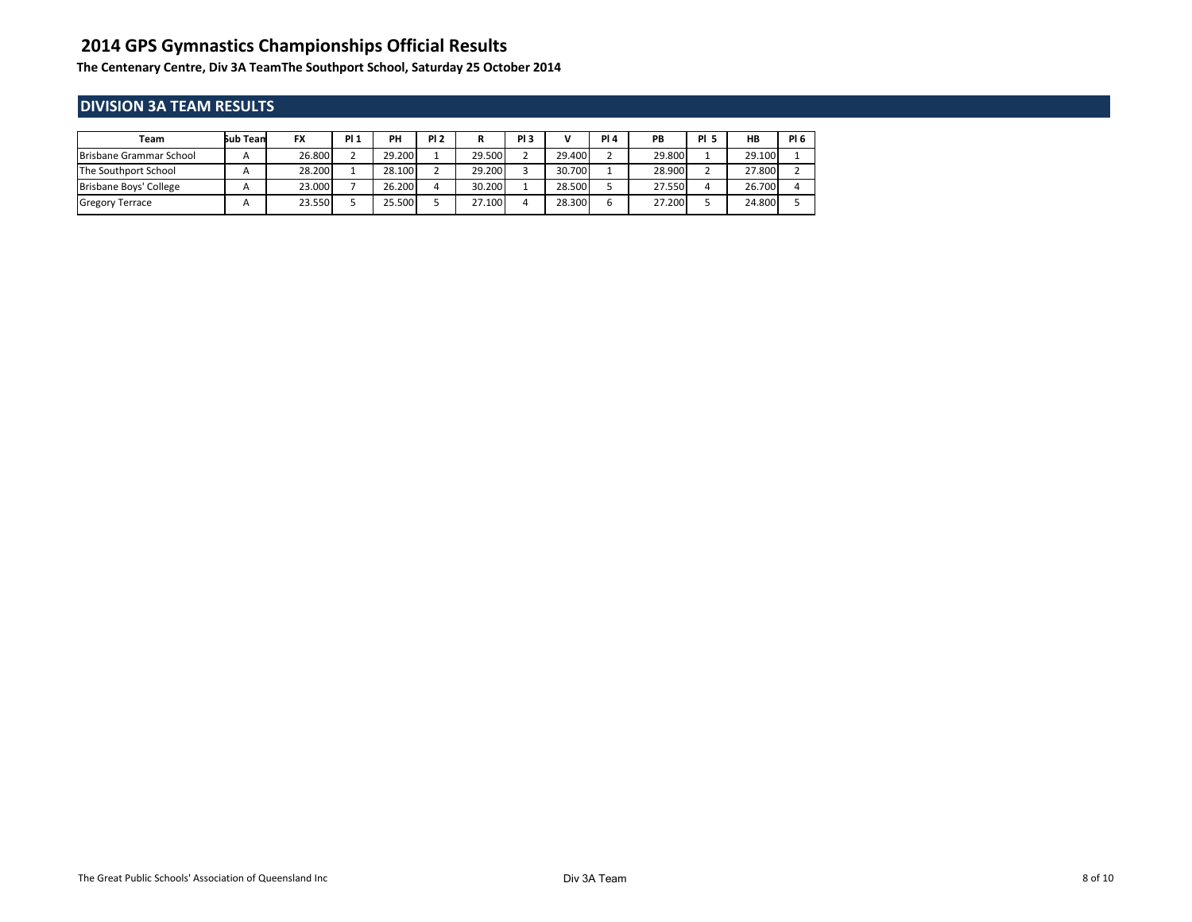# 2014 GPS Gymnastics Championships Official Results

**The Centenary Centre, Div 3A TeamThe Southport School, Saturday 25 October 2014**

## DIVISION 3A TEAM RESULTS

| Team | Sub Team | FX | Pl 1 | PH | Pl 2 | R | Pl 3 | V | Pl 4 | PB | Pl 5 | HB | Pl 6 |
|---|---|---|---|---|---|---|---|---|---|---|---|---|---|
| Brisbane Grammar School | A | 26.800 | 2 | 29.200 | 1 | 29.500 | 2 | 29.400 | 2 | 29.800 | 1 | 29.100 | 1 |
| The Southport School | A | 28.200 | 1 | 28.100 | 2 | 29.200 | 3 | 30.700 | 1 | 28.900 | 2 | 27.800 | 2 |
| Brisbane Boys' College | A | 23.000 | 7 | 26.200 | 4 | 30.200 | 1 | 28.500 | 5 | 27.550 | 4 | 26.700 | 4 |
| Gregory Terrace | A | 23.550 | 5 | 25.500 | 5 | 27.100 | 4 | 28.300 | 6 | 27.200 | 5 | 24.800 | 5 |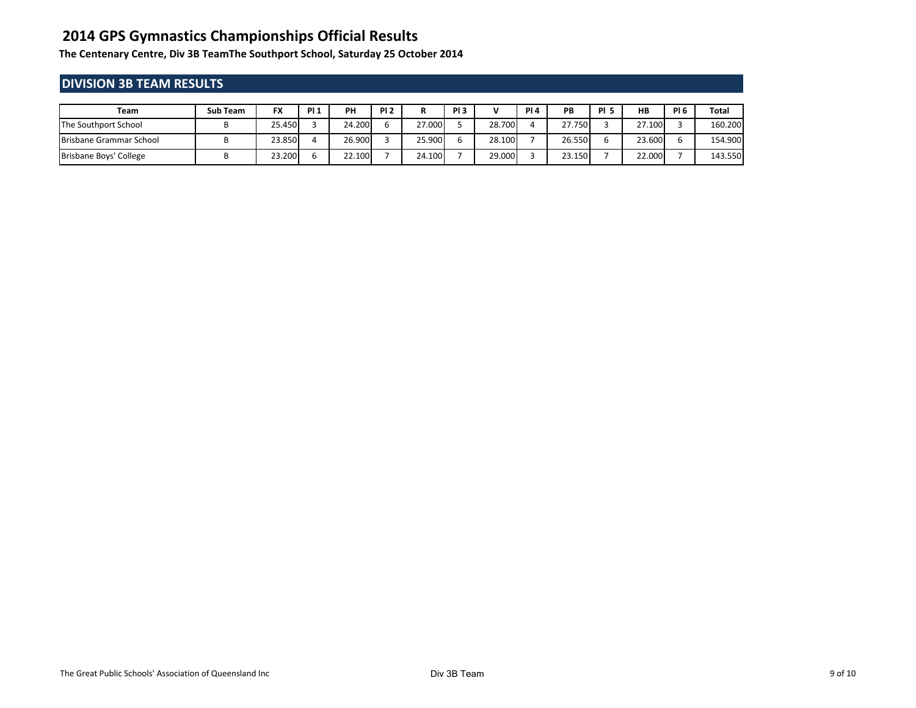# 2014 GPS Gymnastics Championships Official Results

**The Centenary Centre, Div 3B TeamThe Southport School, Saturday 25 October 2014**

## DIVISION 3B TEAM RESULTS

| Team | Sub Team | FX | Pl 1 | PH | Pl 2 | R | Pl 3 | V | Pl 4 | PB | Pl 5 | HB | Pl 6 | Total |
|---|---|---|---|---|---|---|---|---|---|---|---|---|---|---|
| The Southport School | B | 25.450 | 3 | 24.200 | 6 | 27.000 | 5 | 28.700 | 4 | 27.750 | 3 | 27.100 | 3 | 160.200 |
| Brisbane Grammar School | B | 23.850 | 4 | 26.900 | 3 | 25.900 | 6 | 28.100 | 7 | 26.550 | 6 | 23.600 | 6 | 154.900 |
| Brisbane Boys' College | B | 23.200 | 6 | 22.100 | 7 | 24.100 | 7 | 29.000 | 3 | 23.150 | 7 | 22.000 | 7 | 143.550 |

The Great Public Schools' Association of Queensland Inc

Div 3B Team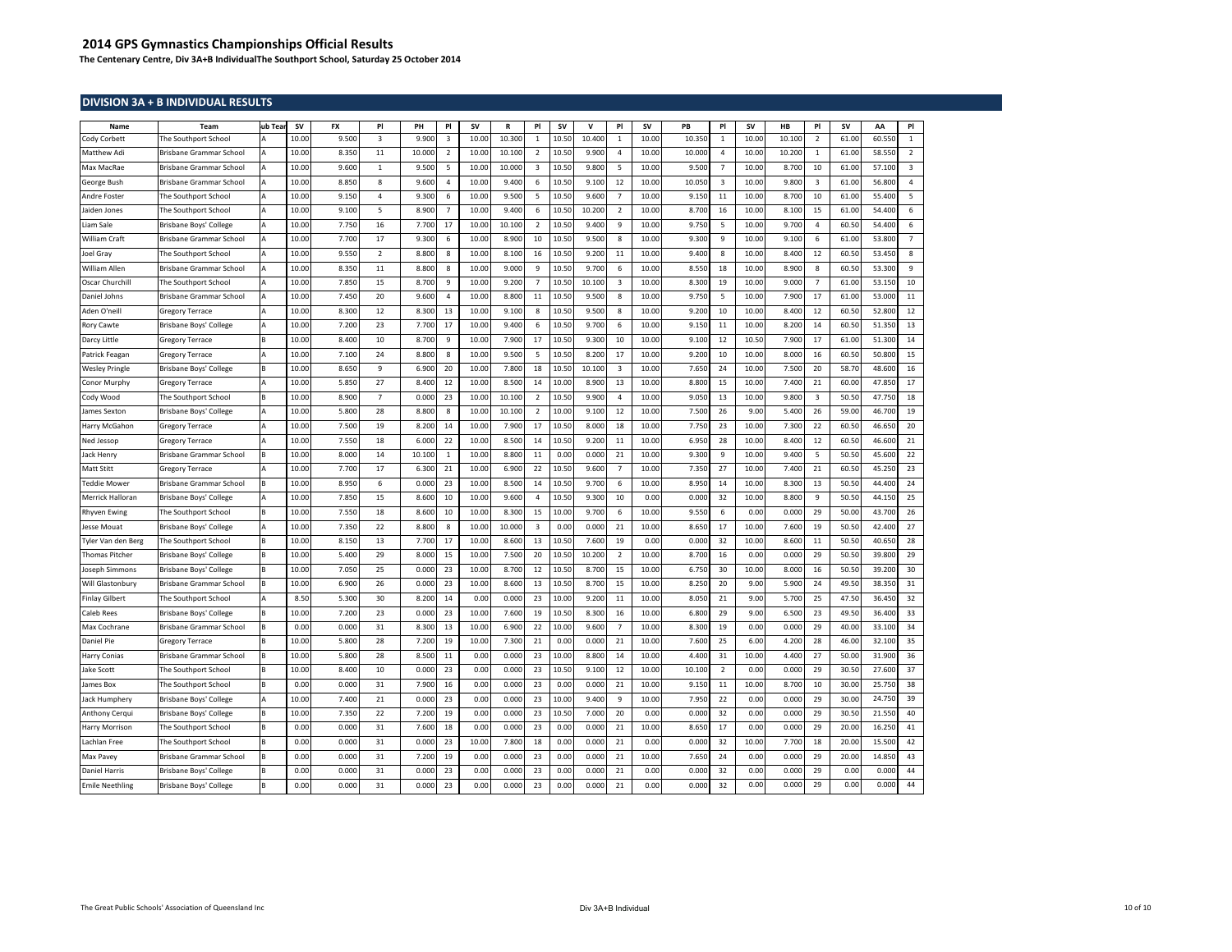# 2014 GPS Gymnastics Championships Official Results

**The Centenary Centre, Div 3A+B IndividualThe Southport School, Saturday 25 October 2014**

## DIVISION 3A + B INDIVIDUAL RESULTS

| Name | Team | ub Tear | SV | FX | Pl | PH | Pl | SV | R | Pl | SV | V | Pl | SV | PB | Pl | SV | HB | Pl | SV | AA | Pl |
|---|---|---|---|---|---|---|---|---|---|---|---|---|---|---|---|---|---|---|---|---|---|---|
| Cody Corbett | The Southport School | A | 10.00 | 9.500 | 3 | 9.900 | 3 | 10.00 | 10.300 | 1 | 10.50 | 10.400 | 1 | 10.00 | 10.350 | 1 | 10.00 | 10.100 | 2 | 61.00 | 60.550 | 1 |
| Matthew Adi | Brisbane Grammar School | A | 10.00 | 8.350 | 11 | 10.000 | 2 | 10.00 | 10.100 | 2 | 10.50 | 9.900 | 4 | 10.00 | 10.000 | 4 | 10.00 | 10.200 | 1 | 61.00 | 58.550 | 2 |
| Max MacRae | Brisbane Grammar School | A | 10.00 | 9.600 | 1 | 9.500 | 5 | 10.00 | 10.000 | 3 | 10.50 | 9.800 | 5 | 10.00 | 9.500 | 7 | 10.00 | 8.700 | 10 | 61.00 | 57.100 | 3 |
| George Bush | Brisbane Grammar School | A | 10.00 | 8.850 | 8 | 9.600 | 4 | 10.00 | 9.400 | 6 | 10.50 | 9.100 | 12 | 10.00 | 10.050 | 3 | 10.00 | 9.800 | 3 | 61.00 | 56.800 | 4 |
| Andre Foster | The Southport School | A | 10.00 | 9.150 | 4 | 9.300 | 6 | 10.00 | 9.500 | 5 | 10.50 | 9.600 | 7 | 10.00 | 9.150 | 11 | 10.00 | 8.700 | 10 | 61.00 | 55.400 | 5 |
| Jaiden Jones | The Southport School | A | 10.00 | 9.100 | 5 | 8.900 | 7 | 10.00 | 9.400 | 6 | 10.50 | 10.200 | 2 | 10.00 | 8.700 | 16 | 10.00 | 8.100 | 15 | 61.00 | 54.400 | 6 |
| Liam Sale | Brisbane Boys' College | A | 10.00 | 7.750 | 16 | 7.700 | 17 | 10.00 | 10.100 | 2 | 10.50 | 9.400 | 9 | 10.00 | 9.750 | 5 | 10.00 | 9.700 | 4 | 60.50 | 54.400 | 6 |
| William Craft | Brisbane Grammar School | A | 10.00 | 7.700 | 17 | 9.300 | 6 | 10.00 | 8.900 | 10 | 10.50 | 9.500 | 8 | 10.00 | 9.300 | 9 | 10.00 | 9.100 | 6 | 61.00 | 53.800 | 7 |
| Joel Gray | The Southport School | A | 10.00 | 9.550 | 2 | 8.800 | 8 | 10.00 | 8.100 | 16 | 10.50 | 9.200 | 11 | 10.00 | 9.400 | 8 | 10.00 | 8.400 | 12 | 60.50 | 53.450 | 8 |
| William Allen | Brisbane Grammar School | A | 10.00 | 8.350 | 11 | 8.800 | 8 | 10.00 | 9.000 | 9 | 10.50 | 9.700 | 6 | 10.00 | 8.550 | 18 | 10.00 | 8.900 | 8 | 60.50 | 53.300 | 9 |
| Oscar Churchill | The Southport School | A | 10.00 | 7.850 | 15 | 8.700 | 9 | 10.00 | 9.200 | 7 | 10.50 | 10.100 | 3 | 10.00 | 8.300 | 19 | 10.00 | 9.000 | 7 | 61.00 | 53.150 | 10 |
| Daniel Johns | Brisbane Grammar School | A | 10.00 | 7.450 | 20 | 9.600 | 4 | 10.00 | 8.800 | 11 | 10.50 | 9.500 | 8 | 10.00 | 9.750 | 5 | 10.00 | 7.900 | 17 | 61.00 | 53.000 | 11 |
| Aden O'neill | Gregory Terrace | A | 10.00 | 8.300 | 12 | 8.300 | 13 | 10.00 | 9.100 | 8 | 10.50 | 9.500 | 8 | 10.00 | 9.200 | 10 | 10.00 | 8.400 | 12 | 60.50 | 52.800 | 12 |
| Rory Cawte | Brisbane Boys' College | A | 10.00 | 7.200 | 23 | 7.700 | 17 | 10.00 | 9.400 | 6 | 10.50 | 9.700 | 6 | 10.00 | 9.150 | 11 | 10.00 | 8.200 | 14 | 60.50 | 51.350 | 13 |
| Darcy Little | Gregory Terrace | B | 10.00 | 8.400 | 10 | 8.700 | 9 | 10.00 | 7.900 | 17 | 10.50 | 9.300 | 10 | 10.00 | 9.100 | 12 | 10.50 | 7.900 | 17 | 61.00 | 51.300 | 14 |
| Patrick Feagan | Gregory Terrace | A | 10.00 | 7.100 | 24 | 8.800 | 8 | 10.00 | 9.500 | 5 | 10.50 | 8.200 | 17 | 10.00 | 9.200 | 10 | 10.00 | 8.000 | 16 | 60.50 | 50.800 | 15 |
| Wesley Pringle | Brisbane Boys' College | B | 10.00 | 8.650 | 9 | 6.900 | 20 | 10.00 | 7.800 | 18 | 10.50 | 10.100 | 3 | 10.00 | 7.650 | 24 | 10.00 | 7.500 | 20 | 58.70 | 48.600 | 16 |
| Conor Murphy | Gregory Terrace | A | 10.00 | 5.850 | 27 | 8.400 | 12 | 10.00 | 8.500 | 14 | 10.00 | 8.900 | 13 | 10.00 | 8.800 | 15 | 10.00 | 7.400 | 21 | 60.00 | 47.850 | 17 |
| Cody Wood | The Southport School | B | 10.00 | 8.900 | 7 | 0.000 | 23 | 10.00 | 10.100 | 2 | 10.50 | 9.900 | 4 | 10.00 | 9.050 | 13 | 10.00 | 9.800 | 3 | 50.50 | 47.750 | 18 |
| James Sexton | Brisbane Boys' College | A | 10.00 | 5.800 | 28 | 8.800 | 8 | 10.00 | 10.100 | 2 | 10.00 | 9.100 | 12 | 10.00 | 7.500 | 26 | 9.00 | 5.400 | 26 | 59.00 | 46.700 | 19 |
| Harry McGahon | Gregory Terrace | A | 10.00 | 7.500 | 19 | 8.200 | 14 | 10.00 | 7.900 | 17 | 10.50 | 8.000 | 18 | 10.00 | 7.750 | 23 | 10.00 | 7.300 | 22 | 60.50 | 46.650 | 20 |
| Ned Jessop | Gregory Terrace | A | 10.00 | 7.550 | 18 | 6.000 | 22 | 10.00 | 8.500 | 14 | 10.50 | 9.200 | 11 | 10.00 | 6.950 | 28 | 10.00 | 8.400 | 12 | 60.50 | 46.600 | 21 |
| Jack Henry | Brisbane Grammar School | B | 10.00 | 8.000 | 14 | 10.100 | 1 | 10.00 | 8.800 | 11 | 0.00 | 0.000 | 21 | 10.00 | 9.300 | 9 | 10.00 | 9.400 | 5 | 50.50 | 45.600 | 22 |
| Matt Stitt | Gregory Terrace | A | 10.00 | 7.700 | 17 | 6.300 | 21 | 10.00 | 6.900 | 22 | 10.50 | 9.600 | 7 | 10.00 | 7.350 | 27 | 10.00 | 7.400 | 21 | 60.50 | 45.250 | 23 |
| Teddie Mower | Brisbane Grammar School | B | 10.00 | 8.950 | 6 | 0.000 | 23 | 10.00 | 8.500 | 14 | 10.50 | 9.700 | 6 | 10.00 | 8.950 | 14 | 10.00 | 8.300 | 13 | 50.50 | 44.400 | 24 |
| Merrick Halloran | Brisbane Boys' College | A | 10.00 | 7.850 | 15 | 8.600 | 10 | 10.00 | 9.600 | 4 | 10.50 | 9.300 | 10 | 0.00 | 0.000 | 32 | 10.00 | 8.800 | 9 | 50.50 | 44.150 | 25 |
| Rhyven Ewing | The Southport School | B | 10.00 | 7.550 | 18 | 8.600 | 10 | 10.00 | 8.300 | 15 | 10.00 | 9.700 | 6 | 10.00 | 9.550 | 6 | 0.00 | 0.000 | 29 | 50.00 | 43.700 | 26 |
| Jesse Mouat | Brisbane Boys' College | A | 10.00 | 7.350 | 22 | 8.800 | 8 | 10.00 | 10.000 | 3 | 0.00 | 0.000 | 21 | 10.00 | 8.650 | 17 | 10.00 | 7.600 | 19 | 50.50 | 42.400 | 27 |
| Tyler Van den Berg | The Southport School | B | 10.00 | 8.150 | 13 | 7.700 | 17 | 10.00 | 8.600 | 13 | 10.50 | 7.600 | 19 | 0.00 | 0.000 | 32 | 10.00 | 8.600 | 11 | 50.50 | 40.650 | 28 |
| Thomas Pitcher | Brisbane Boys' College | B | 10.00 | 5.400 | 29 | 8.000 | 15 | 10.00 | 7.500 | 20 | 10.50 | 10.200 | 2 | 10.00 | 8.700 | 16 | 0.00 | 0.000 | 29 | 50.50 | 39.800 | 29 |
| Joseph Simmons | Brisbane Boys' College | B | 10.00 | 7.050 | 25 | 0.000 | 23 | 10.00 | 8.700 | 12 | 10.50 | 8.700 | 15 | 10.00 | 6.750 | 30 | 10.00 | 8.000 | 16 | 50.50 | 39.200 | 30 |
| Will Glastonbury | Brisbane Grammar School | B | 10.00 | 6.900 | 26 | 0.000 | 23 | 10.00 | 8.600 | 13 | 10.50 | 8.700 | 15 | 10.00 | 8.250 | 20 | 9.00 | 5.900 | 24 | 49.50 | 38.350 | 31 |
| Finlay Gilbert | The Southport School | A | 8.50 | 5.300 | 30 | 8.200 | 14 | 0.00 | 0.000 | 23 | 10.00 | 9.200 | 11 | 10.00 | 8.050 | 21 | 9.00 | 5.700 | 25 | 47.50 | 36.450 | 32 |
| Caleb Rees | Brisbane Boys' College | B | 10.00 | 7.200 | 23 | 0.000 | 23 | 10.00 | 7.600 | 19 | 10.50 | 8.300 | 16 | 10.00 | 6.800 | 29 | 9.00 | 6.500 | 23 | 49.50 | 36.400 | 33 |
| Max Cochrane | Brisbane Grammar School | B | 0.00 | 0.000 | 31 | 8.300 | 13 | 10.00 | 6.900 | 22 | 10.00 | 9.600 | 7 | 10.00 | 8.300 | 19 | 0.00 | 0.000 | 29 | 40.00 | 33.100 | 34 |
| Daniel Pie | Gregory Terrace | B | 10.00 | 5.800 | 28 | 7.200 | 19 | 10.00 | 7.300 | 21 | 0.00 | 0.000 | 21 | 10.00 | 7.600 | 25 | 6.00 | 4.200 | 28 | 46.00 | 32.100 | 35 |
| Harry Conias | Brisbane Grammar School | B | 10.00 | 5.800 | 28 | 8.500 | 11 | 0.00 | 0.000 | 23 | 10.00 | 8.800 | 14 | 10.00 | 4.400 | 31 | 10.00 | 4.400 | 27 | 50.00 | 31.900 | 36 |
| Jake Scott | The Southport School | B | 10.00 | 8.400 | 10 | 0.000 | 23 | 0.00 | 0.000 | 23 | 10.50 | 9.100 | 12 | 10.00 | 10.100 | 2 | 0.00 | 0.000 | 29 | 30.50 | 27.600 | 37 |
| James Box | The Southport School | B | 0.00 | 0.000 | 31 | 7.900 | 16 | 0.00 | 0.000 | 23 | 0.00 | 0.000 | 21 | 10.00 | 9.150 | 11 | 10.00 | 8.700 | 10 | 30.00 | 25.750 | 38 |
| Jack Humphery | Brisbane Boys' College | A | 10.00 | 7.400 | 21 | 0.000 | 23 | 0.00 | 0.000 | 23 | 10.00 | 9.400 | 9 | 10.00 | 7.950 | 22 | 0.00 | 0.000 | 29 | 30.00 | 24.750 | 39 |
| Anthony Cerqui | Brisbane Boys' College | B | 10.00 | 7.350 | 22 | 7.200 | 19 | 0.00 | 0.000 | 23 | 10.50 | 7.000 | 20 | 0.00 | 0.000 | 32 | 0.00 | 0.000 | 29 | 30.50 | 21.550 | 40 |
| Harry Morrison | The Southport School | B | 0.00 | 0.000 | 31 | 7.600 | 18 | 0.00 | 0.000 | 23 | 0.00 | 0.000 | 21 | 10.00 | 8.650 | 17 | 0.00 | 0.000 | 29 | 20.00 | 16.250 | 41 |
| Lachlan Free | The Southport School | B | 0.00 | 0.000 | 31 | 0.000 | 23 | 10.00 | 7.800 | 18 | 0.00 | 0.000 | 21 | 0.00 | 0.000 | 32 | 10.00 | 7.700 | 18 | 20.00 | 15.500 | 42 |
| Max Pavey | Brisbane Grammar School | B | 0.00 | 0.000 | 31 | 7.200 | 19 | 0.00 | 0.000 | 23 | 0.00 | 0.000 | 21 | 10.00 | 7.650 | 24 | 0.00 | 0.000 | 29 | 20.00 | 14.850 | 43 |
| Daniel Harris | Brisbane Boys' College | B | 0.00 | 0.000 | 31 | 0.000 | 23 | 0.00 | 0.000 | 23 | 0.00 | 0.000 | 21 | 0.00 | 0.000 | 32 | 0.00 | 0.000 | 29 | 0.00 | 0.000 | 44 |
| Emile Neethling | Brisbane Boys' College | B | 0.00 | 0.000 | 31 | 0.000 | 23 | 0.00 | 0.000 | 23 | 0.00 | 0.000 | 21 | 0.00 | 0.000 | 32 | 0.00 | 0.000 | 29 | 0.00 | 0.000 | 44 |